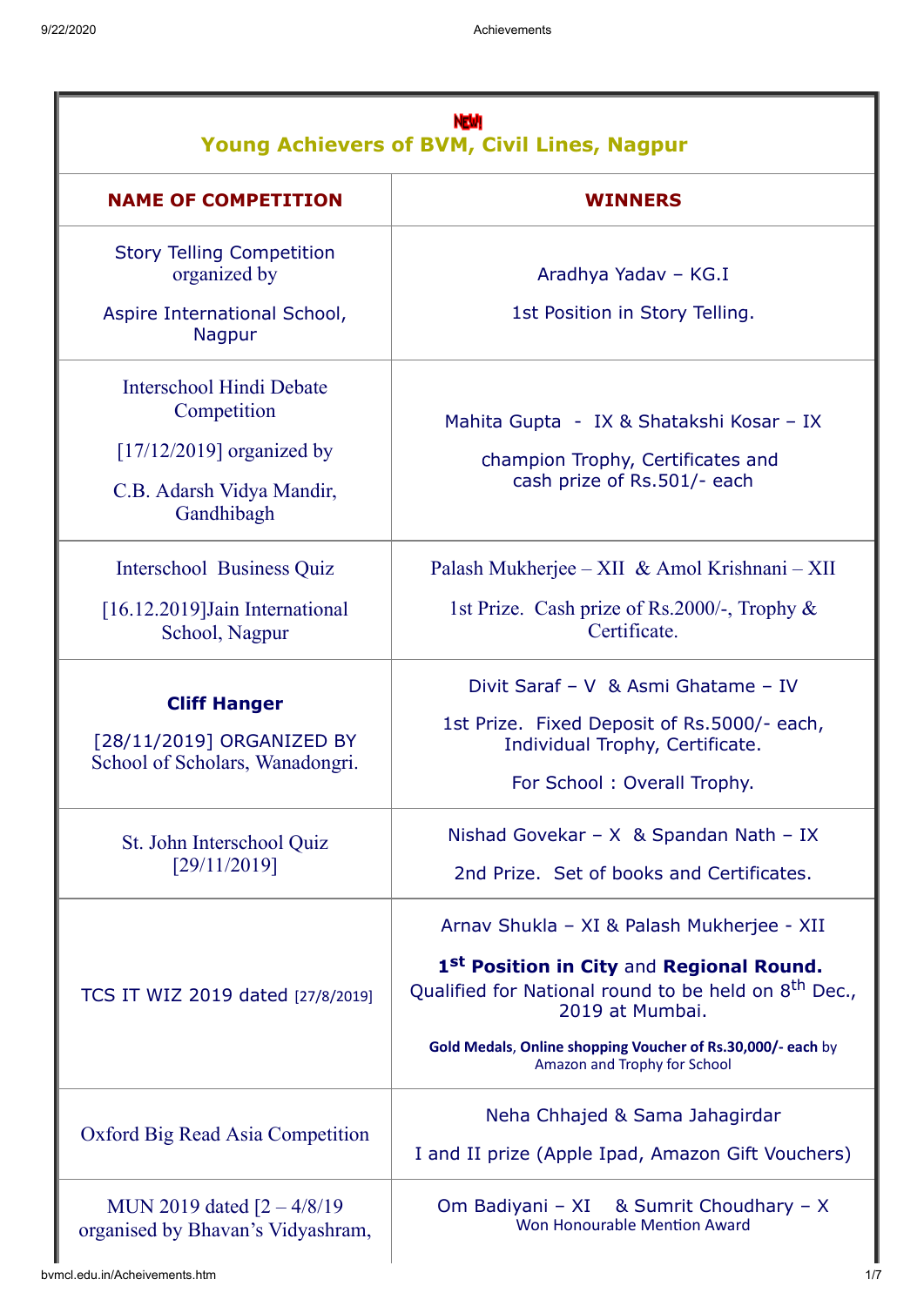NEW

# Young Achievers of BVM, Civil Lines, Nagpur

| NAME OF COMPETITION | WINNERS |
|---|---|
| Story Telling Competition organized by<br><br>Aspire International School, Nagpur | Aradhya Yadav – KG.I<br><br>1st Position in Story Telling. |
| Interschool Hindi Debate Competition<br><br>[17/12/2019] organized by<br><br>C.B. Adarsh Vidya Mandir, Gandhibagh | Mahita Gupta - IX & Shatakshi Kosar – IX<br><br>champion Trophy, Certificates and cash prize of Rs.501/- each |
| Interschool Business Quiz<br><br>[16.12.2019]Jain International School, Nagpur | Palash Mukherjee – XII & Amol Krishnani – XII<br><br>1st Prize. Cash prize of Rs.2000/-, Trophy & Certificate. |
| **Cliff Hanger**<br><br>[28/11/2019] ORGANIZED BY School of Scholars, Wanadongri. | Divit Saraf – V & Asmi Ghatame – IV<br><br>1st Prize. Fixed Deposit of Rs.5000/- each, Individual Trophy, Certificate.<br><br>For School : Overall Trophy. |
| St. John Interschool Quiz [29/11/2019] | Nishad Govekar – X & Spandan Nath – IX<br><br>2nd Prize. Set of books and Certificates. |
| TCS IT WIZ 2019 dated [27/8/2019] | Arnav Shukla – XI & Palash Mukherjee - XII<br><br>**1st Position in City** and **Regional Round.** Qualified for National round to be held on 8th Dec., 2019 at Mumbai.<br><br>**Gold Medals**, **Online shopping Voucher of Rs.30,000/- each** by Amazon and Trophy for School |
| Oxford Big Read Asia Competition | Neha Chhajed & Sama Jahagirdar<br><br>I and II prize (Apple Ipad, Amazon Gift Vouchers) |
| MUN 2019 dated [2 – 4/8/19 organised by Bhavan's Vidyashram, | Om Badiyani – XI & Sumrit Choudhary – X<br>Won Honourable Mention Award |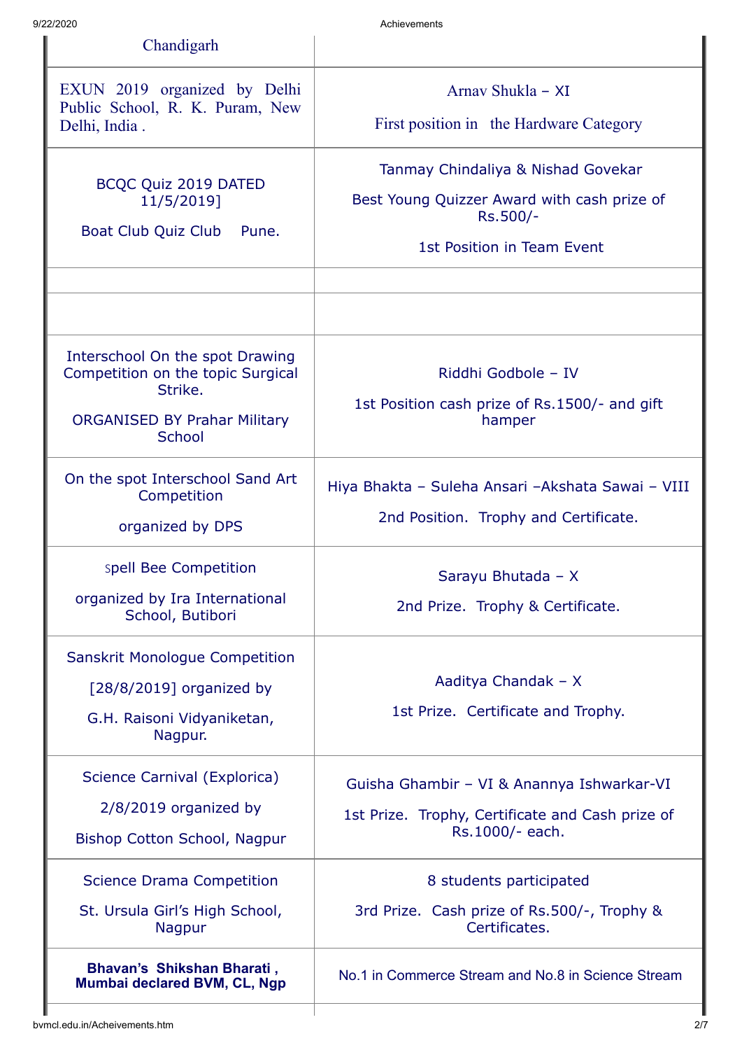| | |
|---|---|
| Chandigarh | |
| EXUN 2019 organized by Delhi Public School, R. K. Puram, New Delhi, India . | Arnav Shukla – XI<br><br>First position in the Hardware Category |
| BCQC Quiz 2019 DATED 11/5/2019]<br><br>Boat Club Quiz Club Pune. | Tanmay Chindaliya & Nishad Govekar<br><br>Best Young Quizzer Award with cash prize of Rs.500/-<br><br>1st Position in Team Event |
| | |
| | |
| Interschool On the spot Drawing Competition on the topic Surgical Strike.<br><br>ORGANISED BY Prahar Military School | Riddhi Godbole – IV<br><br>1st Position cash prize of Rs.1500/- and gift hamper |
| On the spot Interschool Sand Art Competition<br><br>organized by DPS | Hiya Bhakta – Suleha Ansari –Akshata Sawai – VIII<br><br>2nd Position. Trophy and Certificate. |
| Spell Bee Competition<br><br>organized by Ira International School, Butibori | Sarayu Bhutada – X<br><br>2nd Prize. Trophy & Certificate. |
| Sanskrit Monologue Competition<br><br>[28/8/2019] organized by<br><br>G.H. Raisoni Vidyaniketan, Nagpur. | Aaditya Chandak – X<br><br>1st Prize. Certificate and Trophy. |
| Science Carnival (Explorica)<br><br>2/8/2019 organized by<br><br>Bishop Cotton School, Nagpur | Guisha Ghambir – VI & Anannya Ishwarkar-VI<br><br>1st Prize. Trophy, Certificate and Cash prize of Rs.1000/- each. |
| Science Drama Competition<br><br>St. Ursula Girl's High School, Nagpur | 8 students participated<br><br>3rd Prize. Cash prize of Rs.500/-, Trophy & Certificates. |
| **Bhavan's Shikshan Bharati , Mumbai declared BVM, CL, Ngp** | No.1 in Commerce Stream and No.8 in Science Stream |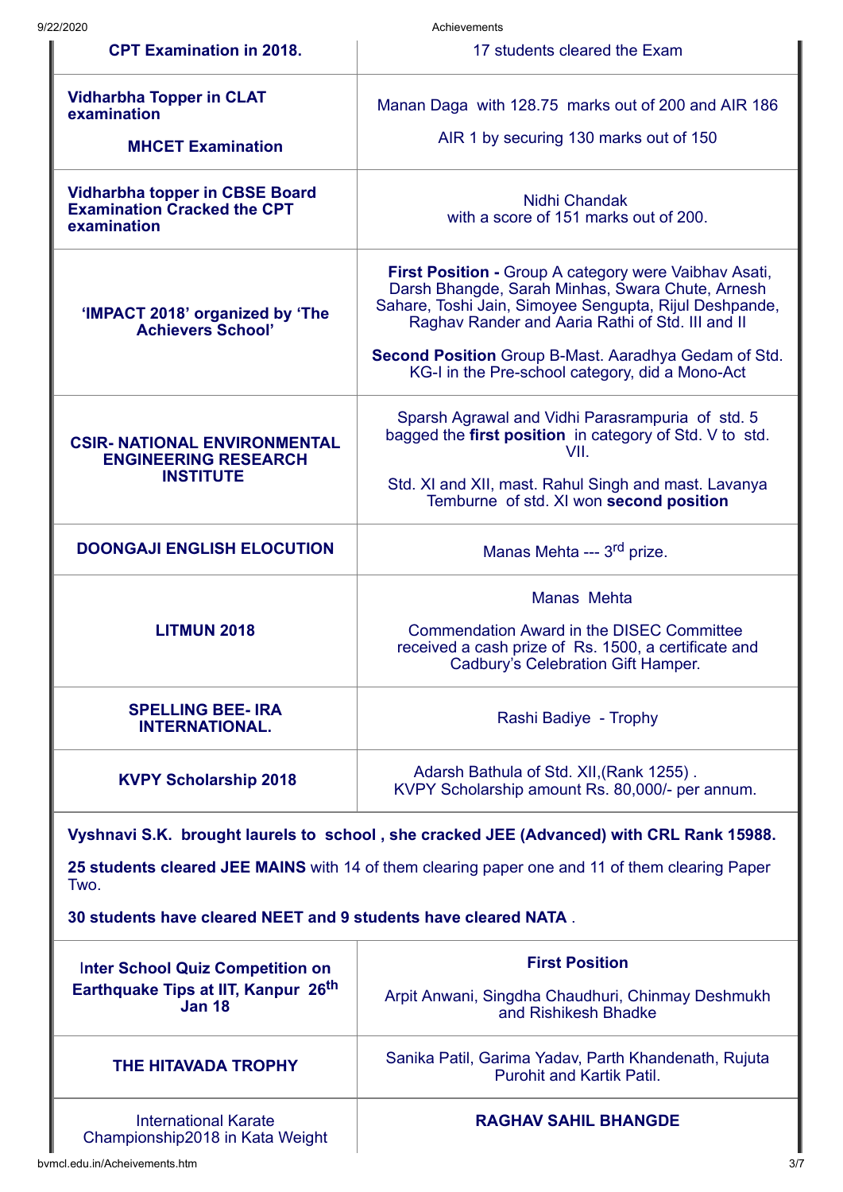| | |
|---|---|
| **CPT Examination in 2018.** | 17 students cleared the Exam |
| **Vidharbha Topper in CLAT examination**<br><br>**MHCET Examination** | Manan Daga with 128.75 marks out of 200 and AIR 186<br><br>AIR 1 by securing 130 marks out of 150 |
| **Vidharbha topper in CBSE Board Examination Cracked the CPT examination** | Nidhi Chandak<br>with a score of 151 marks out of 200. |
| **'IMPACT 2018' organized by 'The Achievers School'** | **First Position -** Group A category were Vaibhav Asati, Darsh Bhangde, Sarah Minhas, Swara Chute, Arnesh Sahare, Toshi Jain, Simoyee Sengupta, Rijul Deshpande, Raghav Rander and Aaria Rathi of Std. III and II<br><br>**Second Position** Group B-Mast. Aaradhya Gedam of Std. KG-I in the Pre-school category, did a Mono-Act |
| **CSIR- NATIONAL ENVIRONMENTAL ENGINEERING RESEARCH INSTITUTE** | Sparsh Agrawal and Vidhi Parasrampuria of std. 5 bagged the **first position** in category of Std. V to std. VII.<br><br>Std. XI and XII, mast. Rahul Singh and mast. Lavanya Temburne of std. XI won **second position** |
| **DOONGAJI ENGLISH ELOCUTION** | Manas Mehta --- 3rd prize. |
| **LITMUN 2018** | Manas Mehta<br><br>Commendation Award in the DISEC Committee received a cash prize of Rs. 1500, a certificate and Cadbury's Celebration Gift Hamper. |
| **SPELLING BEE- IRA INTERNATIONAL.** | Rashi Badiye - Trophy |
| **KVPY Scholarship 2018** | Adarsh Bathula of Std. XII,(Rank 1255) .<br>KVPY Scholarship amount Rs. 80,000/- per annum. |

**Vyshnavi S.K. brought laurels to school , she cracked JEE (Advanced) with CRL Rank 15988.**

**25 students cleared JEE MAINS** with 14 of them clearing paper one and 11 of them clearing Paper Two.

**30 students have cleared NEET and 9 students have cleared NATA** .

| | |
|---|---|
| **Inter School Quiz Competition on Earthquake Tips at IIT, Kanpur 26th Jan 18** | **First Position**<br><br>Arpit Anwani, Singdha Chaudhuri, Chinmay Deshmukh and Rishikesh Bhadke |
| **THE HITAVADA TROPHY** | Sanika Patil, Garima Yadav, Parth Khandenath, Rujuta Purohit and Kartik Patil. |
| International Karate Championship2018 in Kata Weight | **RAGHAV SAHIL BHANGDE** |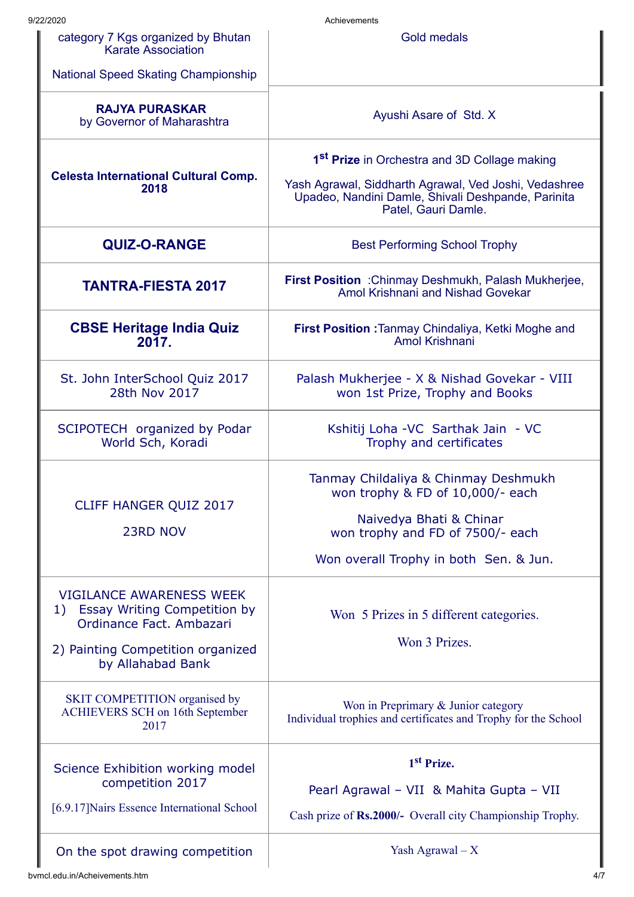| | |
|---|---|
| category 7 Kgs organized by Bhutan Karate Association<br><br>National Speed Skating Championship | Gold medals |
| **RAJYA PURASKAR**<br>by Governor of Maharashtra | Ayushi Asare of Std. X |
| **Celesta International Cultural Comp. 2018** | **1st Prize** in Orchestra and 3D Collage making<br><br>Yash Agrawal, Siddharth Agrawal, Ved Joshi, Vedashree Upadeo, Nandini Damle, Shivali Deshpande, Parinita Patel, Gauri Damle. |
| **QUIZ-O-RANGE** | Best Performing School Trophy |
| **TANTRA-FIESTA 2017** | **First Position** :Chinmay Deshmukh, Palash Mukherjee, Amol Krishnani and Nishad Govekar |
| **CBSE Heritage India Quiz 2017.** | **First Position :**Tanmay Chindaliya, Ketki Moghe and Amol Krishnani |
| St. John InterSchool Quiz 2017<br>28th Nov 2017 | Palash Mukherjee - X & Nishad Govekar - VIII won 1st Prize, Trophy and Books |
| SCIPOTECH organized by Podar World Sch, Koradi | Kshitij Loha -VC Sarthak Jain - VC<br>Trophy and certificates |
| CLIFF HANGER QUIZ 2017<br><br>23RD NOV | Tanmay Childaliya & Chinmay Deshmukh won trophy & FD of 10,000/- each<br><br>Naivedya Bhati & Chinar won trophy and FD of 7500/- each<br><br>Won overall Trophy in both Sen. & Jun. |
| VIGILANCE AWARENESS WEEK<br>1) Essay Writing Competition by Ordinance Fact. Ambazari<br><br>2) Painting Competition organized by Allahabad Bank | Won 5 Prizes in 5 different categories.<br><br>Won 3 Prizes. |
| SKIT COMPETITION organised by ACHIEVERS SCH on 16th September 2017 | Won in Preprimary & Junior category<br>Individual trophies and certificates and Trophy for the School |
| Science Exhibition working model competition 2017<br><br>[6.9.17]Nairs Essence International School | **1st Prize.**<br><br>Pearl Agrawal – VII & Mahita Gupta – VII<br><br>Cash prize of **Rs.2000/-** Overall city Championship Trophy. |
| On the spot drawing competition | Yash Agrawal – X |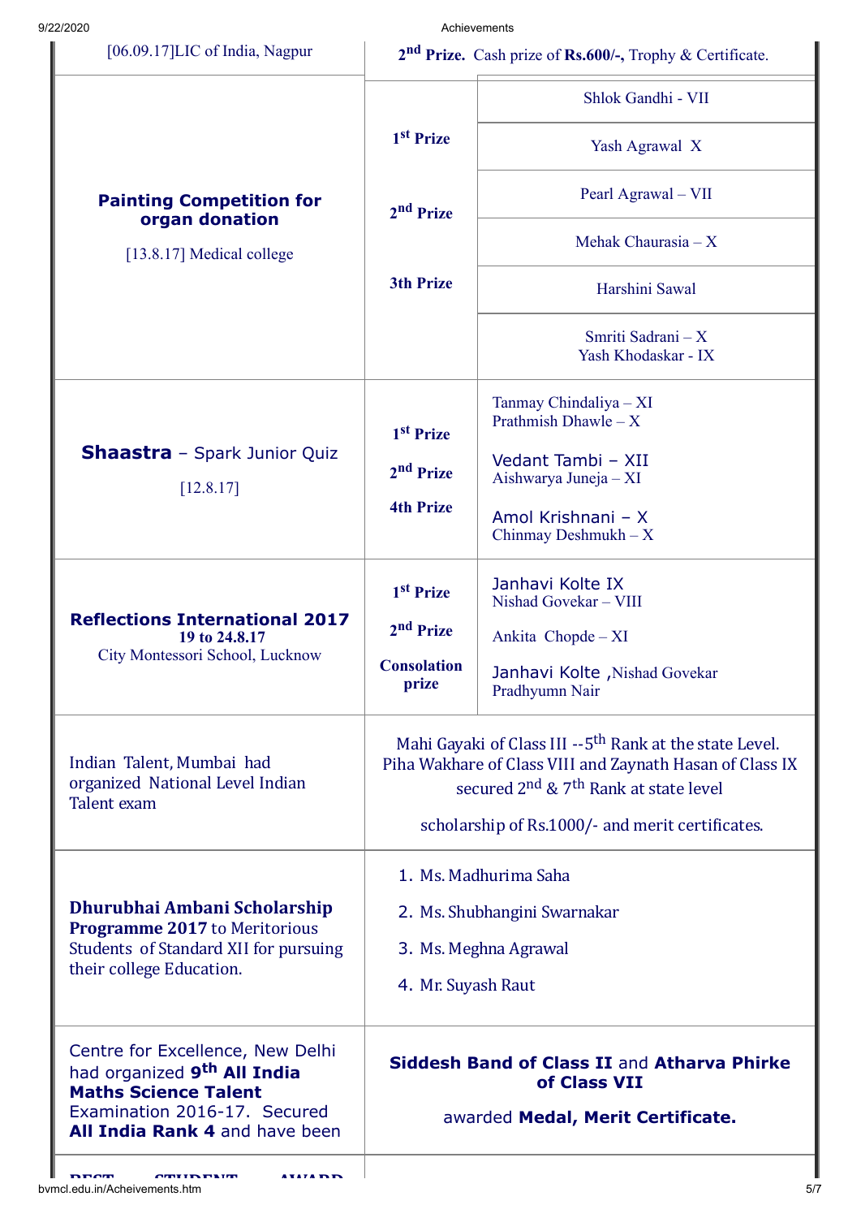| | | |
|---|---|---|
| [06.09.17]LIC of India, Nagpur | **2nd Prize.** Cash prize of **Rs.600/-,** Trophy & Certificate. | |
| **Painting Competition for organ donation** [13.8.17] Medical college | **1st Prize** | Shlok Gandhi - VII |
| | | Yash Agrawal X |
| | **2nd Prize** | Pearl Agrawal – VII |
| | | Mehak Chaurasia – X |
| | **3th Prize** | Harshini Sawal |
| | | Smriti Sadrani – X Yash Khodaskar - IX |
| **Shaastra** – Spark Junior Quiz [12.8.17] | **1st Prize** | Tanmay Chindaliya – XI Prathmish Dhawle – X |
| | **2nd Prize** | Vedant Tambi – XII Aishwarya Juneja – XI |
| | **4th Prize** | Amol Krishnani – X Chinmay Deshmukh – X |
| **Reflections International 2017** **19 to 24.8.17** City Montessori School, Lucknow | **1st Prize** | Janhavi Kolte IX Nishad Govekar – VIII |
| | **2nd Prize** | Ankita Chopde – XI |
| | **Consolation prize** | Janhavi Kolte ,Nishad Govekar Pradhyumn Nair |
| Indian Talent, Mumbai had organized National Level Indian Talent exam | Mahi Gayaki of Class III --5th Rank at the state Level. Piha Wakhare of Class VIII and Zaynath Hasan of Class IX secured 2nd & 7th Rank at state level scholarship of Rs.1000/- and merit certificates. | |
| **Dhurubhai Ambani Scholarship Programme 2017** to Meritorious Students of Standard XII for pursuing their college Education. | 1. Ms. Madhurima Saha 2. Ms. Shubhangini Swarnakar 3. Ms. Meghna Agrawal 4. Mr. Suyash Raut | |
| Centre for Excellence, New Delhi had organized **9th All India Maths Science Talent** Examination 2016-17. Secured **All India Rank 4** and have been | **Siddesh Band of Class II** and **Atharva Phirke of Class VII** awarded **Medal, Merit Certificate.** | |
| **BEST STUDENT AWARD** | | |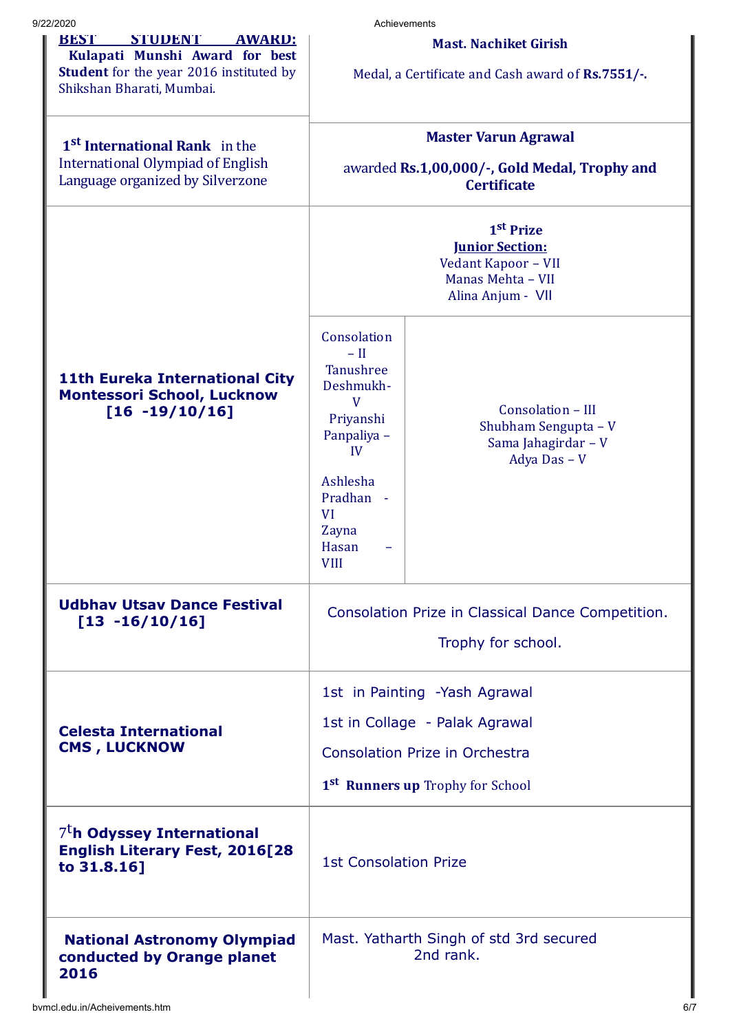| | | |
|---|---|---|
| **BEST STUDENT AWARD:** **Kulapati Munshi Award for best Student** for the year 2016 instituted by Shikshan Bharati, Mumbai. | **Mast. Nachiket Girish** Medal, a Certificate and Cash award of **Rs.7551/-.** | |
| **1st International Rank** in the International Olympiad of English Language organized by Silverzone | **Master Varun Agrawal** awarded **Rs.1,00,000/-, Gold Medal, Trophy and Certificate** | |
| **11th Eureka International City Montessori School, Lucknow [16 -19/10/16]** | **1st Prize** **Junior Section:** Vedant Kapoor – VII, Manas Mehta – VII, Alina Anjum - VII | |
| | Consolation – II: Tanushree Deshmukh- V, Priyanshi Panpaliya – IV, Ashlesha Pradhan - VI, Zayna Hasan – VIII | Consolation – III: Shubham Sengupta – V, Sama Jahagirdar – V, Adya Das – V |
| **Udbhav Utsav Dance Festival [13 -16/10/16]** | Consolation Prize in Classical Dance Competition. Trophy for school. | |
| **Celesta International CMS , LUCKNOW** | 1st in Painting -Yash Agrawal; 1st in Collage - Palak Agrawal; Consolation Prize in Orchestra; **1st Runners up** Trophy for School | |
| **7th Odyssey International English Literary Fest, 2016[28 to 31.8.16]** | 1st Consolation Prize | |
| **National Astronomy Olympiad conducted by Orange planet 2016** | Mast. Yatharth Singh of std 3rd secured 2nd rank. | |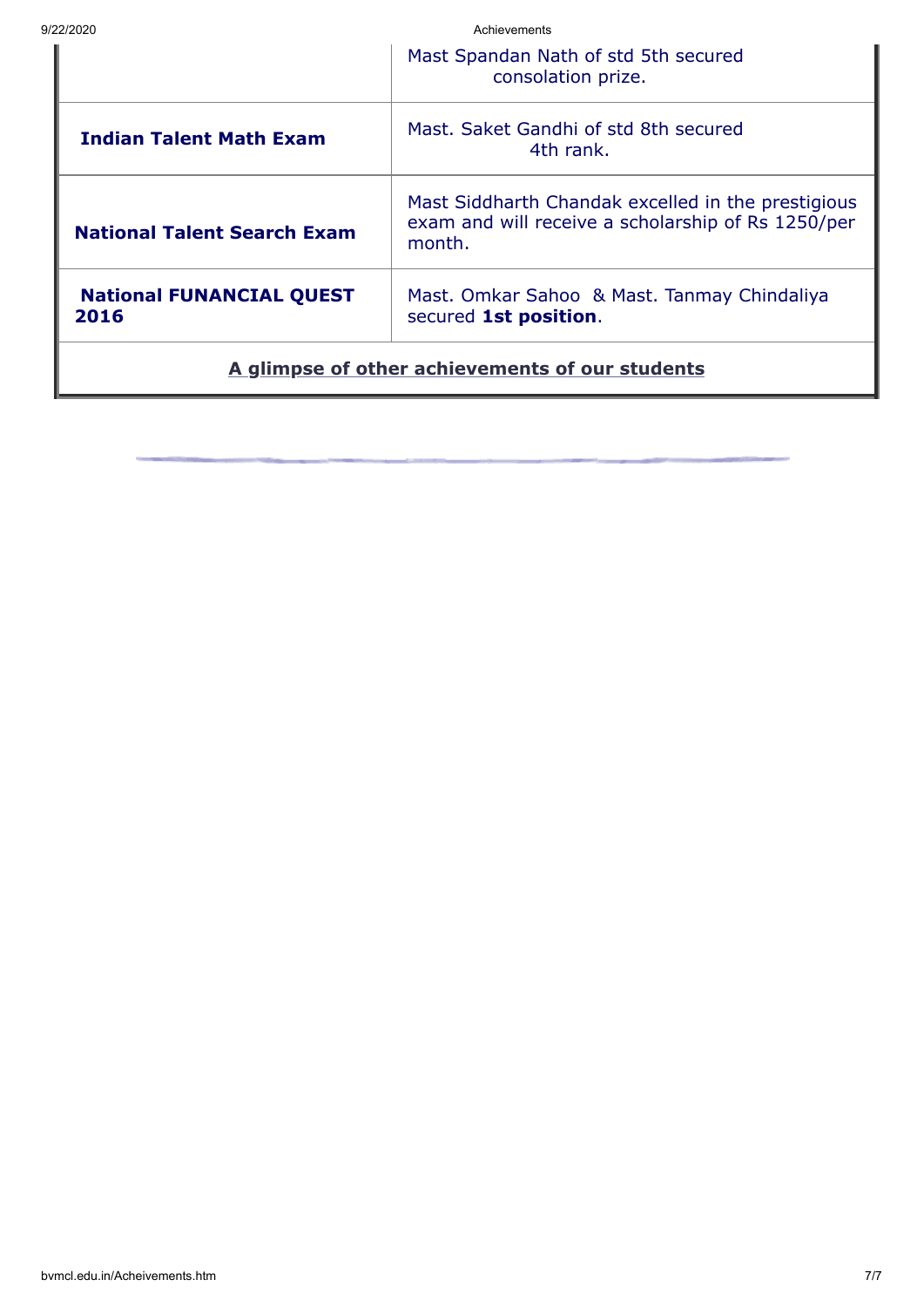| | |
|---|---|
| | Mast Spandan Nath of std 5th secured consolation prize. |
| **Indian Talent Math Exam** | Mast. Saket Gandhi of std 8th secured 4th rank. |
| **National Talent Search Exam** | Mast Siddharth Chandak excelled in the prestigious exam and will receive a scholarship of Rs 1250/per month. |
| **National FUNANCIAL QUEST 2016** | Mast. Omkar Sahoo & Mast. Tanmay Chindaliya secured **1st position**. |
| **A glimpse of other achievements of our students** | |